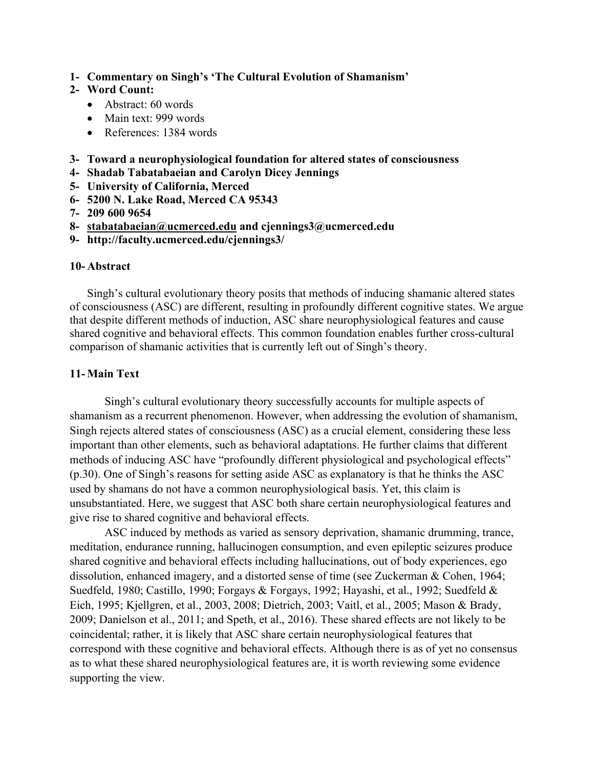**1- Commentary on Singh's 'The Cultural Evolution of Shamanism'**

**2- Word Count:**

- Abstract: 60 words
- Main text: 999 words
- References: 1384 words

**3- Toward a neurophysiological foundation for altered states of consciousness**

**4- Shadab Tabatabaeian and Carolyn Dicey Jennings**

**5- University of California, Merced**

**6- 5200 N. Lake Road, Merced CA 95343**

**7- 209 600 9654**

**8- stabatabaeian@ucmerced.edu and cjennings3@ucmerced.edu**

**9- http://faculty.ucmerced.edu/cjennings3/**

## 10- Abstract

Singh's cultural evolutionary theory posits that methods of inducing shamanic altered states of consciousness (ASC) are different, resulting in profoundly different cognitive states. We argue that despite different methods of induction, ASC share neurophysiological features and cause shared cognitive and behavioral effects. This common foundation enables further cross-cultural comparison of shamanic activities that is currently left out of Singh's theory.

## 11- Main Text

Singh's cultural evolutionary theory successfully accounts for multiple aspects of shamanism as a recurrent phenomenon. However, when addressing the evolution of shamanism, Singh rejects altered states of consciousness (ASC) as a crucial element, considering these less important than other elements, such as behavioral adaptations. He further claims that different methods of inducing ASC have "profoundly different physiological and psychological effects" (p.30). One of Singh's reasons for setting aside ASC as explanatory is that he thinks the ASC used by shamans do not have a common neurophysiological basis. Yet, this claim is unsubstantiated. Here, we suggest that ASC both share certain neurophysiological features and give rise to shared cognitive and behavioral effects.

ASC induced by methods as varied as sensory deprivation, shamanic drumming, trance, meditation, endurance running, hallucinogen consumption, and even epileptic seizures produce shared cognitive and behavioral effects including hallucinations, out of body experiences, ego dissolution, enhanced imagery, and a distorted sense of time (see Zuckerman & Cohen, 1964; Suedfeld, 1980; Castillo, 1990; Forgays & Forgays, 1992; Hayashi, et al., 1992; Suedfeld & Eich, 1995; Kjellgren, et al., 2003, 2008; Dietrich, 2003; Vaitl, et al., 2005; Mason & Brady, 2009; Danielson et al., 2011; and Speth, et al., 2016). These shared effects are not likely to be coincidental; rather, it is likely that ASC share certain neurophysiological features that correspond with these cognitive and behavioral effects. Although there is as of yet no consensus as to what these shared neurophysiological features are, it is worth reviewing some evidence supporting the view.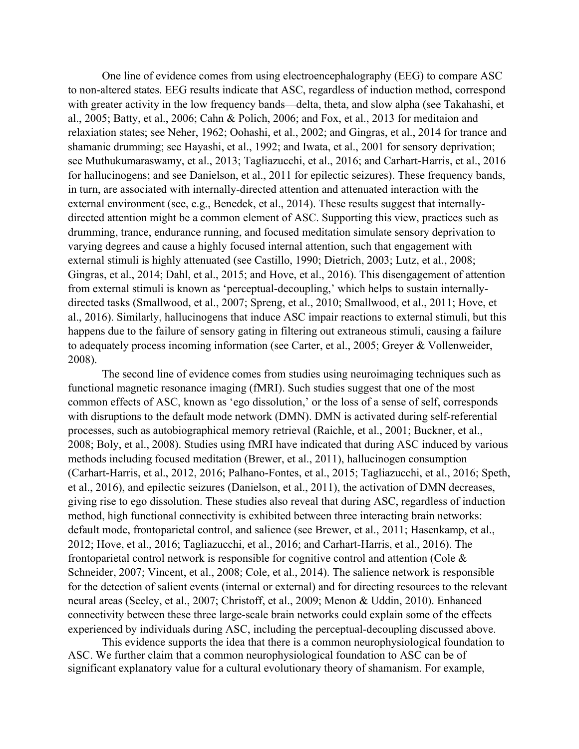One line of evidence comes from using electroencephalography (EEG) to compare ASC to non-altered states. EEG results indicate that ASC, regardless of induction method, correspond with greater activity in the low frequency bands—delta, theta, and slow alpha (see Takahashi, et al., 2005; Batty, et al., 2006; Cahn & Polich, 2006; and Fox, et al., 2013 for meditaion and relaxiation states; see Neher, 1962; Oohashi, et al., 2002; and Gingras, et al., 2014 for trance and shamanic drumming; see Hayashi, et al., 1992; and Iwata, et al., 2001 for sensory deprivation; see Muthukumaraswamy, et al., 2013; Tagliazucchi, et al., 2016; and Carhart-Harris, et al., 2016 for hallucinogens; and see Danielson, et al., 2011 for epilectic seizures). These frequency bands, in turn, are associated with internally-directed attention and attenuated interaction with the external environment (see, e.g., Benedek, et al., 2014). These results suggest that internally-directed attention might be a common element of ASC. Supporting this view, practices such as drumming, trance, endurance running, and focused meditation simulate sensory deprivation to varying degrees and cause a highly focused internal attention, such that engagement with external stimuli is highly attenuated (see Castillo, 1990; Dietrich, 2003; Lutz, et al., 2008; Gingras, et al., 2014; Dahl, et al., 2015; and Hove, et al., 2016). This disengagement of attention from external stimuli is known as 'perceptual-decoupling,' which helps to sustain internally-directed tasks (Smallwood, et al., 2007; Spreng, et al., 2010; Smallwood, et al., 2011; Hove, et al., 2016). Similarly, hallucinogens that induce ASC impair reactions to external stimuli, but this happens due to the failure of sensory gating in filtering out extraneous stimuli, causing a failure to adequately process incoming information (see Carter, et al., 2005; Greyer & Vollenweider, 2008).

The second line of evidence comes from studies using neuroimaging techniques such as functional magnetic resonance imaging (fMRI). Such studies suggest that one of the most common effects of ASC, known as 'ego dissolution,' or the loss of a sense of self, corresponds with disruptions to the default mode network (DMN). DMN is activated during self-referential processes, such as autobiographical memory retrieval (Raichle, et al., 2001; Buckner, et al., 2008; Boly, et al., 2008). Studies using fMRI have indicated that during ASC induced by various methods including focused meditation (Brewer, et al., 2011), hallucinogen consumption (Carhart-Harris, et al., 2012, 2016; Palhano-Fontes, et al., 2015; Tagliazucchi, et al., 2016; Speth, et al., 2016), and epilectic seizures (Danielson, et al., 2011), the activation of DMN decreases, giving rise to ego dissolution. These studies also reveal that during ASC, regardless of induction method, high functional connectivity is exhibited between three interacting brain networks: default mode, frontoparietal control, and salience (see Brewer, et al., 2011; Hasenkamp, et al., 2012; Hove, et al., 2016; Tagliazucchi, et al., 2016; and Carhart-Harris, et al., 2016). The frontoparietal control network is responsible for cognitive control and attention (Cole & Schneider, 2007; Vincent, et al., 2008; Cole, et al., 2014). The salience network is responsible for the detection of salient events (internal or external) and for directing resources to the relevant neural areas (Seeley, et al., 2007; Christoff, et al., 2009; Menon & Uddin, 2010). Enhanced connectivity between these three large-scale brain networks could explain some of the effects experienced by individuals during ASC, including the perceptual-decoupling discussed above.

This evidence supports the idea that there is a common neurophysiological foundation to ASC. We further claim that a common neurophysiological foundation to ASC can be of significant explanatory value for a cultural evolutionary theory of shamanism. For example,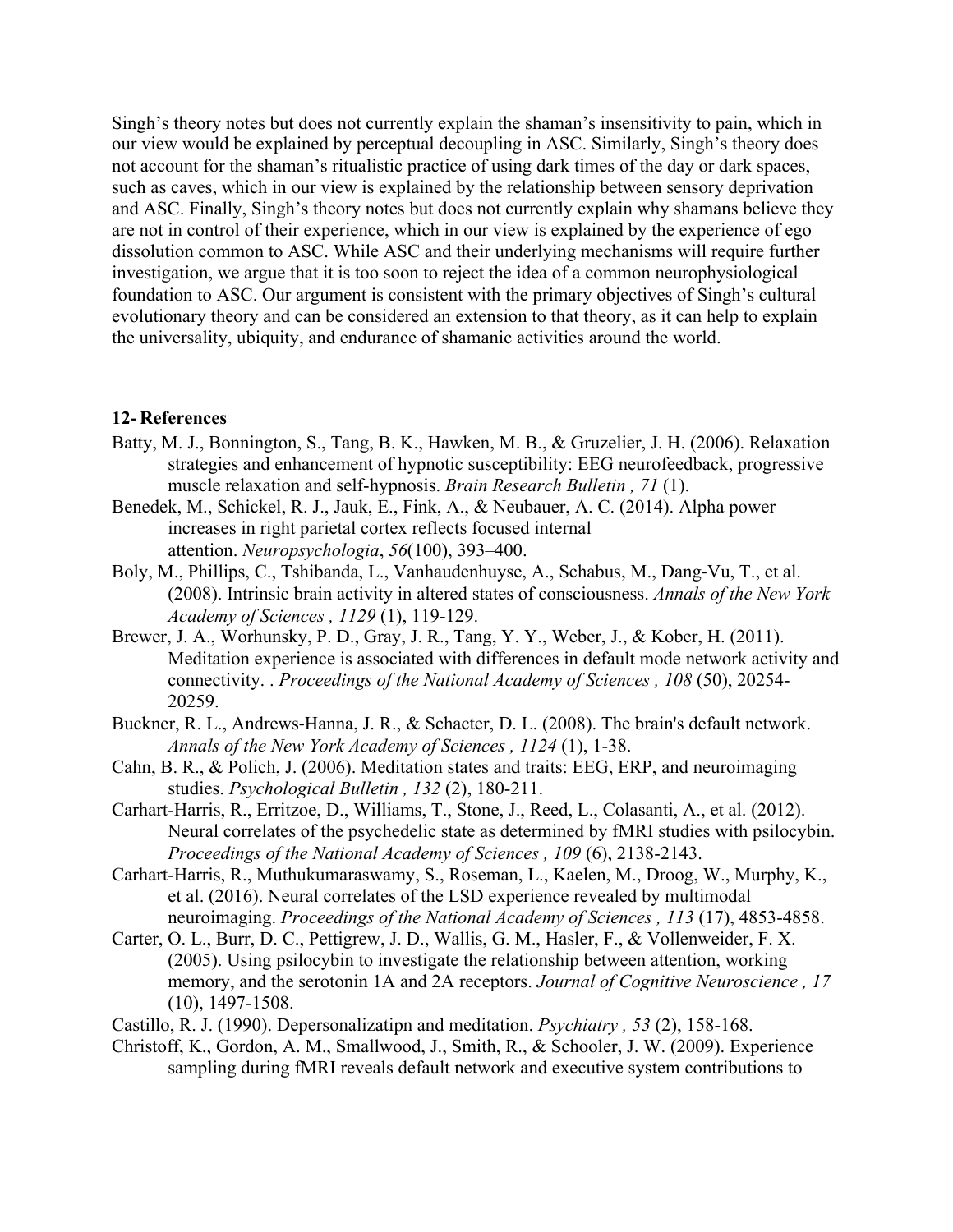Singh's theory notes but does not currently explain the shaman's insensitivity to pain, which in our view would be explained by perceptual decoupling in ASC. Similarly, Singh's theory does not account for the shaman's ritualistic practice of using dark times of the day or dark spaces, such as caves, which in our view is explained by the relationship between sensory deprivation and ASC. Finally, Singh's theory notes but does not currently explain why shamans believe they are not in control of their experience, which in our view is explained by the experience of ego dissolution common to ASC. While ASC and their underlying mechanisms will require further investigation, we argue that it is too soon to reject the idea of a common neurophysiological foundation to ASC. Our argument is consistent with the primary objectives of Singh's cultural evolutionary theory and can be considered an extension to that theory, as it can help to explain the universality, ubiquity, and endurance of shamanic activities around the world.

## 12- References

Batty, M. J., Bonnington, S., Tang, B. K., Hawken, M. B., & Gruzelier, J. H. (2006). Relaxation strategies and enhancement of hypnotic susceptibility: EEG neurofeedback, progressive muscle relaxation and self-hypnosis. *Brain Research Bulletin , 71* (1).

Benedek, M., Schickel, R. J., Jauk, E., Fink, A., & Neubauer, A. C. (2014). Alpha power increases in right parietal cortex reflects focused internal attention. *Neuropsychologia*, *56*(100), 393–400.

Boly, M., Phillips, C., Tshibanda, L., Vanhaudenhuyse, A., Schabus, M., Dang-Vu, T., et al. (2008). Intrinsic brain activity in altered states of consciousness. *Annals of the New York Academy of Sciences , 1129* (1), 119-129.

Brewer, J. A., Worhunsky, P. D., Gray, J. R., Tang, Y. Y., Weber, J., & Kober, H. (2011). Meditation experience is associated with differences in default mode network activity and connectivity. . *Proceedings of the National Academy of Sciences , 108* (50), 20254-20259.

Buckner, R. L., Andrews-Hanna, J. R., & Schacter, D. L. (2008). The brain's default network. *Annals of the New York Academy of Sciences , 1124* (1), 1-38.

Cahn, B. R., & Polich, J. (2006). Meditation states and traits: EEG, ERP, and neuroimaging studies. *Psychological Bulletin , 132* (2), 180-211.

Carhart-Harris, R., Erritzoe, D., Williams, T., Stone, J., Reed, L., Colasanti, A., et al. (2012). Neural correlates of the psychedelic state as determined by fMRI studies with psilocybin. *Proceedings of the National Academy of Sciences , 109* (6), 2138-2143.

Carhart-Harris, R., Muthukumaraswamy, S., Roseman, L., Kaelen, M., Droog, W., Murphy, K., et al. (2016). Neural correlates of the LSD experience revealed by multimodal neuroimaging. *Proceedings of the National Academy of Sciences , 113* (17), 4853-4858.

Carter, O. L., Burr, D. C., Pettigrew, J. D., Wallis, G. M., Hasler, F., & Vollenweider, F. X. (2005). Using psilocybin to investigate the relationship between attention, working memory, and the serotonin 1A and 2A receptors. *Journal of Cognitive Neuroscience , 17* (10), 1497-1508.

Castillo, R. J. (1990). Depersonalizatipn and meditation. *Psychiatry , 53* (2), 158-168.

Christoff, K., Gordon, A. M., Smallwood, J., Smith, R., & Schooler, J. W. (2009). Experience sampling during fMRI reveals default network and executive system contributions to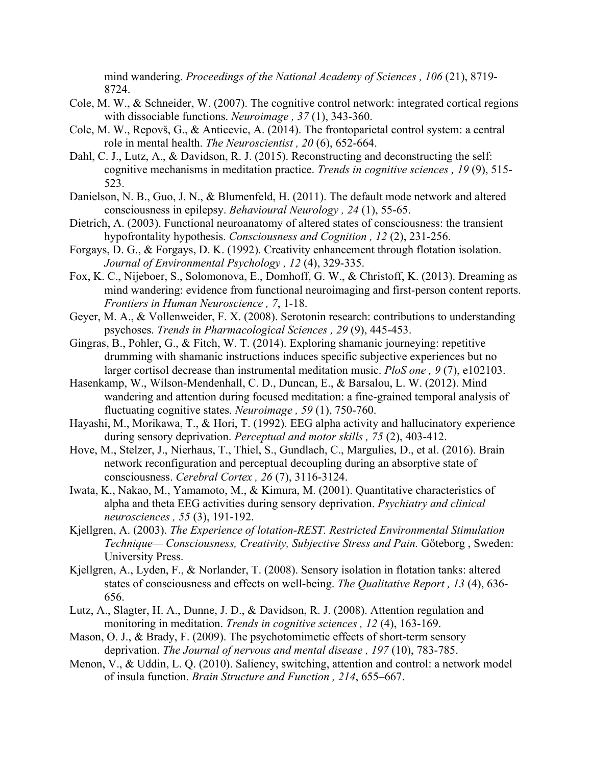mind wandering. *Proceedings of the National Academy of Sciences , 106* (21), 8719-8724.

Cole, M. W., & Schneider, W. (2007). The cognitive control network: integrated cortical regions with dissociable functions. *Neuroimage , 37* (1), 343-360.

Cole, M. W., Repovš, G., & Anticevic, A. (2014). The frontoparietal control system: a central role in mental health. *The Neuroscientist , 20* (6), 652-664.

Dahl, C. J., Lutz, A., & Davidson, R. J. (2015). Reconstructing and deconstructing the self: cognitive mechanisms in meditation practice. *Trends in cognitive sciences , 19* (9), 515-523.

Danielson, N. B., Guo, J. N., & Blumenfeld, H. (2011). The default mode network and altered consciousness in epilepsy. *Behavioural Neurology , 24* (1), 55-65.

Dietrich, A. (2003). Functional neuroanatomy of altered states of consciousness: the transient hypofrontality hypothesis. *Consciousness and Cognition , 12* (2), 231-256.

Forgays, D. G., & Forgays, D. K. (1992). Creativity enhancement through flotation isolation. *Journal of Environmental Psychology , 12* (4), 329-335.

Fox, K. C., Nijeboer, S., Solomonova, E., Domhoff, G. W., & Christoff, K. (2013). Dreaming as mind wandering: evidence from functional neuroimaging and first-person content reports. *Frontiers in Human Neuroscience , 7*, 1-18.

Geyer, M. A., & Vollenweider, F. X. (2008). Serotonin research: contributions to understanding psychoses. *Trends in Pharmacological Sciences , 29* (9), 445-453.

Gingras, B., Pohler, G., & Fitch, W. T. (2014). Exploring shamanic journeying: repetitive drumming with shamanic instructions induces specific subjective experiences but no larger cortisol decrease than instrumental meditation music. *PloS one , 9* (7), e102103.

Hasenkamp, W., Wilson-Mendenhall, C. D., Duncan, E., & Barsalou, L. W. (2012). Mind wandering and attention during focused meditation: a fine-grained temporal analysis of fluctuating cognitive states. *Neuroimage , 59* (1), 750-760.

Hayashi, M., Morikawa, T., & Hori, T. (1992). EEG alpha activity and hallucinatory experience during sensory deprivation. *Perceptual and motor skills , 75* (2), 403-412.

Hove, M., Stelzer, J., Nierhaus, T., Thiel, S., Gundlach, C., Margulies, D., et al. (2016). Brain network reconfiguration and perceptual decoupling during an absorptive state of consciousness. *Cerebral Cortex , 26* (7), 3116-3124.

Iwata, K., Nakao, M., Yamamoto, M., & Kimura, M. (2001). Quantitative characteristics of alpha and theta EEG activities during sensory deprivation. *Psychiatry and clinical neurosciences , 55* (3), 191-192.

Kjellgren, A. (2003). *The Experience of lotation-REST. Restricted Environmental Stimulation Technique— Consciousness, Creativity, Subjective Stress and Pain.* Göteborg , Sweden: University Press.

Kjellgren, A., Lyden, F., & Norlander, T. (2008). Sensory isolation in flotation tanks: altered states of consciousness and effects on well-being. *The Qualitative Report , 13* (4), 636-656.

Lutz, A., Slagter, H. A., Dunne, J. D., & Davidson, R. J. (2008). Attention regulation and monitoring in meditation. *Trends in cognitive sciences , 12* (4), 163-169.

Mason, O. J., & Brady, F. (2009). The psychotomimetic effects of short-term sensory deprivation. *The Journal of nervous and mental disease , 197* (10), 783-785.

Menon, V., & Uddin, L. Q. (2010). Saliency, switching, attention and control: a network model of insula function. *Brain Structure and Function , 214*, 655–667.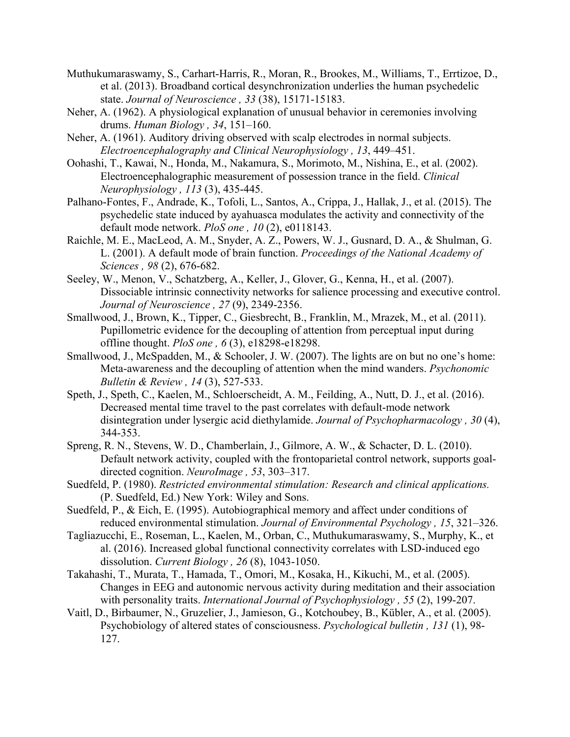Muthukumaraswamy, S., Carhart-Harris, R., Moran, R., Brookes, M., Williams, T., Errtizoe, D., et al. (2013). Broadband cortical desynchronization underlies the human psychedelic state. *Journal of Neuroscience , 33* (38), 15171-15183.

Neher, A. (1962). A physiological explanation of unusual behavior in ceremonies involving drums. *Human Biology , 34*, 151–160.

Neher, A. (1961). Auditory driving observed with scalp electrodes in normal subjects. *Electroencephalography and Clinical Neurophysiology , 13*, 449–451.

Oohashi, T., Kawai, N., Honda, M., Nakamura, S., Morimoto, M., Nishina, E., et al. (2002). Electroencephalographic measurement of possession trance in the field. *Clinical Neurophysiology , 113* (3), 435-445.

Palhano-Fontes, F., Andrade, K., Tofoli, L., Santos, A., Crippa, J., Hallak, J., et al. (2015). The psychedelic state induced by ayahuasca modulates the activity and connectivity of the default mode network. *PloS one , 10* (2), e0118143.

Raichle, M. E., MacLeod, A. M., Snyder, A. Z., Powers, W. J., Gusnard, D. A., & Shulman, G. L. (2001). A default mode of brain function. *Proceedings of the National Academy of Sciences , 98* (2), 676-682.

Seeley, W., Menon, V., Schatzberg, A., Keller, J., Glover, G., Kenna, H., et al. (2007). Dissociable intrinsic connectivity networks for salience processing and executive control. *Journal of Neuroscience , 27* (9), 2349-2356.

Smallwood, J., Brown, K., Tipper, C., Giesbrecht, B., Franklin, M., Mrazek, M., et al. (2011). Pupillometric evidence for the decoupling of attention from perceptual input during offline thought. *PloS one , 6* (3), e18298-e18298.

Smallwood, J., McSpadden, M., & Schooler, J. W. (2007). The lights are on but no one's home: Meta-awareness and the decoupling of attention when the mind wanders. *Psychonomic Bulletin & Review , 14* (3), 527-533.

Speth, J., Speth, C., Kaelen, M., Schloerscheidt, A. M., Feilding, A., Nutt, D. J., et al. (2016). Decreased mental time travel to the past correlates with default-mode network disintegration under lysergic acid diethylamide. *Journal of Psychopharmacology , 30* (4), 344-353.

Spreng, R. N., Stevens, W. D., Chamberlain, J., Gilmore, A. W., & Schacter, D. L. (2010). Default network activity, coupled with the frontoparietal control network, supports goal-directed cognition. *NeuroImage , 53*, 303–317.

Suedfeld, P. (1980). *Restricted environmental stimulation: Research and clinical applications.* (P. Suedfeld, Ed.) New York: Wiley and Sons.

Suedfeld, P., & Eich, E. (1995). Autobiographical memory and affect under conditions of reduced environmental stimulation. *Journal of Environmental Psychology , 15*, 321–326.

Tagliazucchi, E., Roseman, L., Kaelen, M., Orban, C., Muthukumaraswamy, S., Murphy, K., et al. (2016). Increased global functional connectivity correlates with LSD-induced ego dissolution. *Current Biology , 26* (8), 1043-1050.

Takahashi, T., Murata, T., Hamada, T., Omori, M., Kosaka, H., Kikuchi, M., et al. (2005). Changes in EEG and autonomic nervous activity during meditation and their association with personality traits. *International Journal of Psychophysiology , 55* (2), 199-207.

Vaitl, D., Birbaumer, N., Gruzelier, J., Jamieson, G., Kotchoubey, B., Kübler, A., et al. (2005). Psychobiology of altered states of consciousness. *Psychological bulletin , 131* (1), 98-127.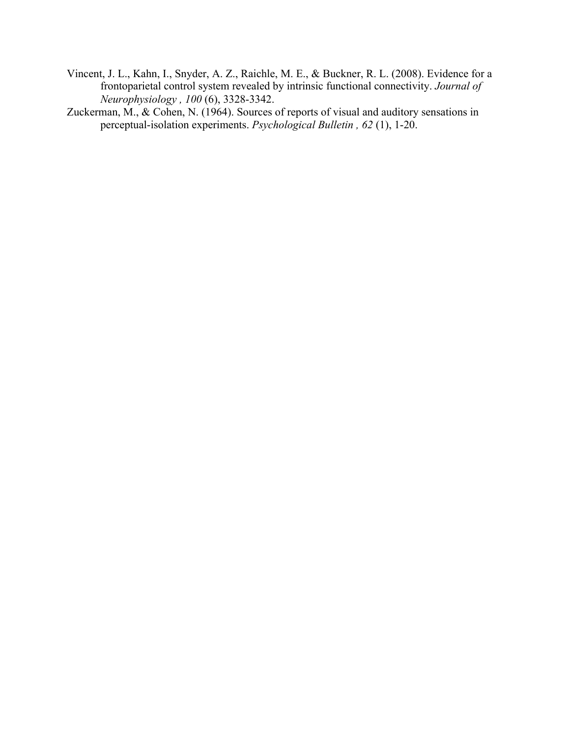Vincent, J. L., Kahn, I., Snyder, A. Z., Raichle, M. E., & Buckner, R. L. (2008). Evidence for a frontoparietal control system revealed by intrinsic functional connectivity. *Journal of Neurophysiology , 100* (6), 3328-3342.

Zuckerman, M., & Cohen, N. (1964). Sources of reports of visual and auditory sensations in perceptual-isolation experiments. *Psychological Bulletin , 62* (1), 1-20.